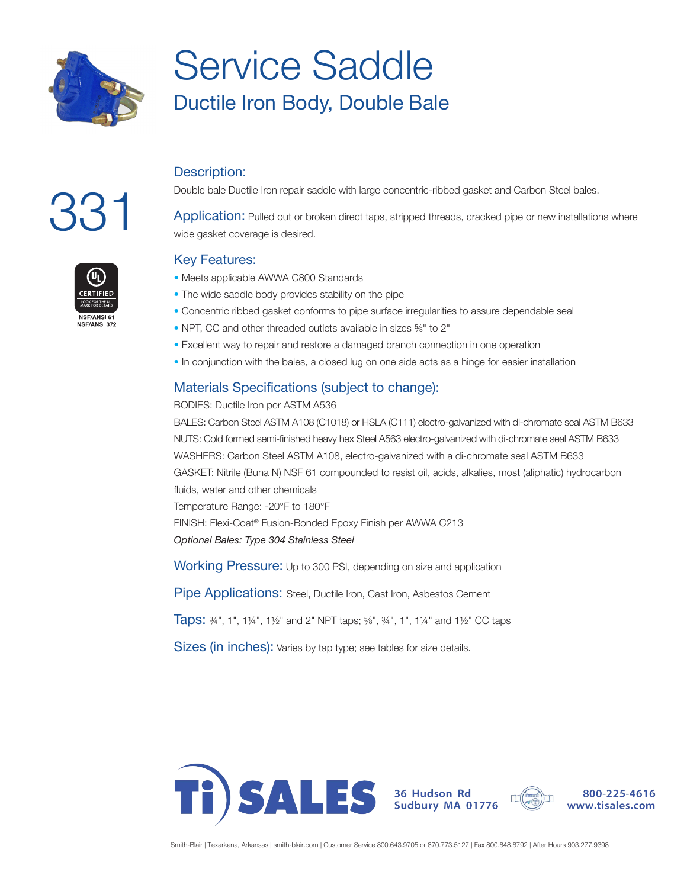# Service Saddle

## Ductile Iron Body, Double Bale

331

UL CERTIFIED
NSF/ANSI 61
NSF/ANSI 372

### Description:

Double bale Ductile Iron repair saddle with large concentric-ribbed gasket and Carbon Steel bales.

**Application:** Pulled out or broken direct taps, stripped threads, cracked pipe or new installations where wide gasket coverage is desired.

### Key Features:

- Meets applicable AWWA C800 Standards
- The wide saddle body provides stability on the pipe
- Concentric ribbed gasket conforms to pipe surface irregularities to assure dependable seal
- NPT, CC and other threaded outlets available in sizes ⅝" to 2"
- Excellent way to repair and restore a damaged branch connection in one operation
- In conjunction with the bales, a closed lug on one side acts as a hinge for easier installation

### Materials Specifications (subject to change):

BODIES: Ductile Iron per ASTM A536

BALES: Carbon Steel ASTM A108 (C1018) or HSLA (C111) electro-galvanized with di-chromate seal ASTM B633

NUTS: Cold formed semi-finished heavy hex Steel A563 electro-galvanized with di-chromate seal ASTM B633

WASHERS: Carbon Steel ASTM A108, electro-galvanized with a di-chromate seal ASTM B633

GASKET: Nitrile (Buna N) NSF 61 compounded to resist oil, acids, alkalies, most (aliphatic) hydrocarbon fluids, water and other chemicals

Temperature Range: -20°F to 180°F

FINISH: Flexi-Coat® Fusion-Bonded Epoxy Finish per AWWA C213

*Optional Bales: Type 304 Stainless Steel*

**Working Pressure:** Up to 300 PSI, depending on size and application

**Pipe Applications:** Steel, Ductile Iron, Cast Iron, Asbestos Cement

**Taps:** ¾", 1", 1¼", 1½" and 2" NPT taps; ⅝", ¾", 1", 1¼" and 1½" CC taps

**Sizes (in inches):** Varies by tap type; see tables for size details.

Ti SALES
36 Hudson Rd
Sudbury MA 01776
800-225-4616
www.tisales.com

Smith-Blair | Texarkana, Arkansas | smith-blair.com | Customer Service 800.643.9705 or 870.773.5127 | Fax 800.648.6792 | After Hours 903.277.9398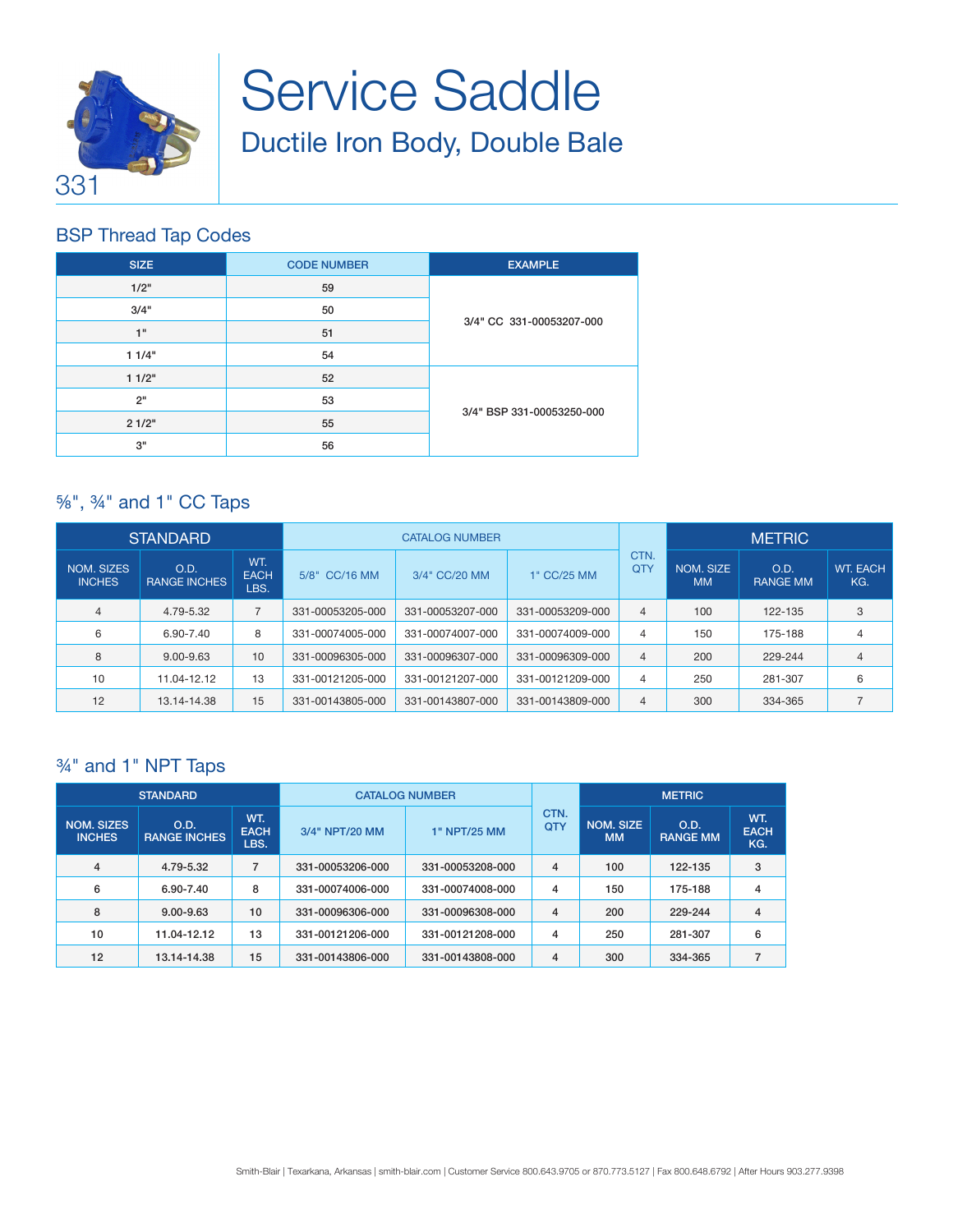331

# Service Saddle

## Ductile Iron Body, Double Bale

### BSP Thread Tap Codes

| SIZE | CODE NUMBER | EXAMPLE |
|---|---|---|
| 1/2" | 59 | 3/4" CC 331-00053207-000 |
| 3/4" | 50 | |
| 1" | 51 | |
| 1 1/4" | 54 | |
| 1 1/2" | 52 | 3/4" BSP 331-00053250-000 |
| 2" | 53 | |
| 2 1/2" | 55 | |
| 3" | 56 | |

### ⅝", ¾" and 1" CC Taps

| STANDARD | | | CATALOG NUMBER | | | CTN. QTY | METRIC | | |
|---|---|---|---|---|---|---|---|---|---|
| NOM. SIZES INCHES | O.D. RANGE INCHES | WT. EACH LBS. | 5/8" CC/16 MM | 3/4" CC/20 MM | 1" CC/25 MM | | NOM. SIZE MM | O.D. RANGE MM | WT. EACH KG. |
| 4 | 4.79-5.32 | 7 | 331-00053205-000 | 331-00053207-000 | 331-00053209-000 | 4 | 100 | 122-135 | 3 |
| 6 | 6.90-7.40 | 8 | 331-00074005-000 | 331-00074007-000 | 331-00074009-000 | 4 | 150 | 175-188 | 4 |
| 8 | 9.00-9.63 | 10 | 331-00096305-000 | 331-00096307-000 | 331-00096309-000 | 4 | 200 | 229-244 | 4 |
| 10 | 11.04-12.12 | 13 | 331-00121205-000 | 331-00121207-000 | 331-00121209-000 | 4 | 250 | 281-307 | 6 |
| 12 | 13.14-14.38 | 15 | 331-00143805-000 | 331-00143807-000 | 331-00143809-000 | 4 | 300 | 334-365 | 7 |

### ¾" and 1" NPT Taps

| STANDARD | | | CATALOG NUMBER | | CTN. QTY | METRIC | | |
|---|---|---|---|---|---|---|---|---|
| NOM. SIZES INCHES | O.D. RANGE INCHES | WT. EACH LBS. | 3/4" NPT/20 MM | 1" NPT/25 MM | | NOM. SIZE MM | O.D. RANGE MM | WT. EACH KG. |
| 4 | 4.79-5.32 | 7 | 331-00053206-000 | 331-00053208-000 | 4 | 100 | 122-135 | 3 |
| 6 | 6.90-7.40 | 8 | 331-00074006-000 | 331-00074008-000 | 4 | 150 | 175-188 | 4 |
| 8 | 9.00-9.63 | 10 | 331-00096306-000 | 331-00096308-000 | 4 | 200 | 229-244 | 4 |
| 10 | 11.04-12.12 | 13 | 331-00121206-000 | 331-00121208-000 | 4 | 250 | 281-307 | 6 |
| 12 | 13.14-14.38 | 15 | 331-00143806-000 | 331-00143808-000 | 4 | 300 | 334-365 | 7 |

Smith-Blair | Texarkana, Arkansas | smith-blair.com | Customer Service 800.643.9705 or 870.773.5127 | Fax 800.648.6792 | After Hours 903.277.9398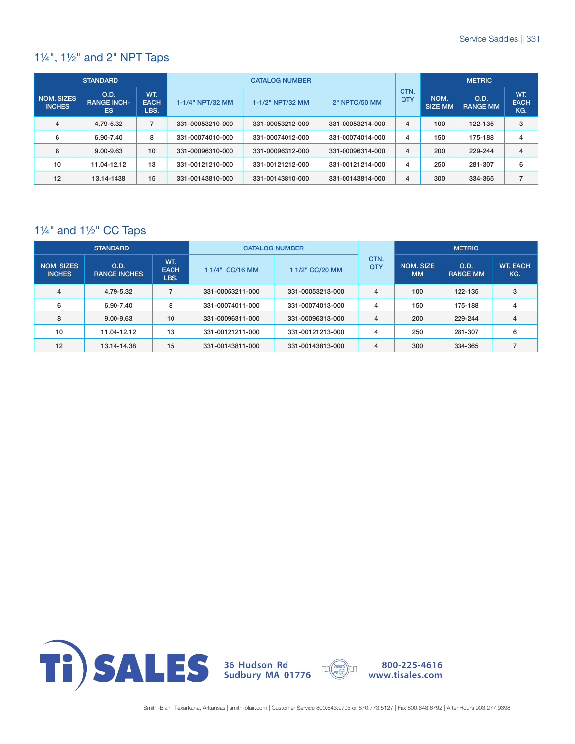## 1¼", 1½" and 2" NPT Taps

| STANDARD | | | CATALOG NUMBER | | | CTN. QTY | METRIC | | |
|---|---|---|---|---|---|---|---|---|---|
| NOM. SIZES INCHES | O.D. RANGE INCH-ES | WT. EACH LBS. | 1-1/4" NPT/32 MM | 1-1/2" NPT/32 MM | 2" NPTC/50 MM | | NOM. SIZE MM | O.D. RANGE MM | WT. EACH KG. |
| 4 | 4.79-5.32 | 7 | 331-00053210-000 | 331-00053212-000 | 331-00053214-000 | 4 | 100 | 122-135 | 3 |
| 6 | 6.90-7.40 | 8 | 331-00074010-000 | 331-00074012-000 | 331-00074014-000 | 4 | 150 | 175-188 | 4 |
| 8 | 9.00-9.63 | 10 | 331-00096310-000 | 331-00096312-000 | 331-00096314-000 | 4 | 200 | 229-244 | 4 |
| 10 | 11.04-12.12 | 13 | 331-00121210-000 | 331-00121212-000 | 331-00121214-000 | 4 | 250 | 281-307 | 6 |
| 12 | 13.14-1438 | 15 | 331-00143810-000 | 331-00143810-000 | 331-00143814-000 | 4 | 300 | 334-365 | 7 |

## 1¼" and 1½" CC Taps

| STANDARD | | | CATALOG NUMBER | | CTN. QTY | METRIC | | |
|---|---|---|---|---|---|---|---|---|
| NOM. SIZES INCHES | O.D. RANGE INCHES | WT. EACH LBS. | 1 1/4" CC/16 MM | 1 1/2" CC/20 MM | | NOM. SIZE MM | O.D. RANGE MM | WT. EACH KG. |
| 4 | 4.79-5.32 | 7 | 331-00053211-000 | 331-00053213-000 | 4 | 100 | 122-135 | 3 |
| 6 | 6.90-7.40 | 8 | 331-00074011-000 | 331-00074013-000 | 4 | 150 | 175-188 | 4 |
| 8 | 9.00-9.63 | 10 | 331-00096311-000 | 331-00096313-000 | 4 | 200 | 229-244 | 4 |
| 10 | 11.04-12.12 | 13 | 331-00121211-000 | 331-00121213-000 | 4 | 250 | 281-307 | 6 |
| 12 | 13.14-14.38 | 15 | 331-00143811-000 | 331-00143813-000 | 4 | 300 | 334-365 | 7 |

Ti SALES 36 Hudson Rd Sudbury MA 01776 800-225-4616 www.tisales.com

Smith-Blair | Texarkana, Arkansas | smith-blair.com | Customer Service 800.643.9705 or 870.773.5127 | Fax 800.648.6792 | After Hours 903.277.9398